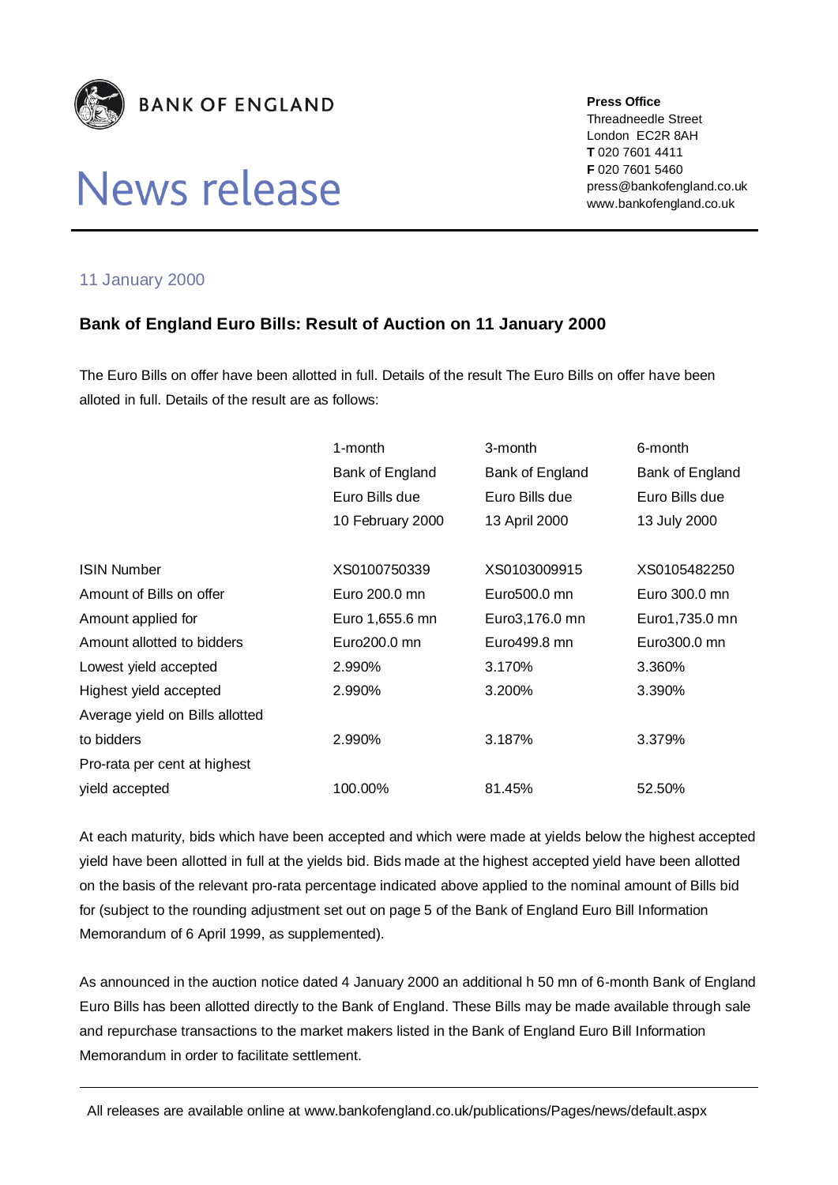BANK OF ENGLAND

# News release

**Press Office**
Threadneedle Street
London EC2R 8AH
**T** 020 7601 4411
**F** 020 7601 5460
press@bankofengland.co.uk
www.bankofengland.co.uk

11 January 2000

## Bank of England Euro Bills: Result of Auction on 11 January 2000

The Euro Bills on offer have been allotted in full. Details of the result The Euro Bills on offer have been alloted in full. Details of the result are as follows:

| | 1-month Bank of England Euro Bills due 10 February 2000 | 3-month Bank of England Euro Bills due 13 April 2000 | 6-month Bank of England Euro Bills due 13 July 2000 |
|---|---|---|---|
| ISIN Number | XS0100750339 | XS0103009915 | XS0105482250 |
| Amount of Bills on offer | Euro 200.0 mn | Euro500.0 mn | Euro 300.0 mn |
| Amount applied for | Euro 1,655.6 mn | Euro3,176.0 mn | Euro1,735.0 mn |
| Amount allotted to bidders | Euro200.0 mn | Euro499.8 mn | Euro300.0 mn |
| Lowest yield accepted | 2.990% | 3.170% | 3.360% |
| Highest yield accepted | 2.990% | 3.200% | 3.390% |
| Average yield on Bills allotted to bidders | 2.990% | 3.187% | 3.379% |
| Pro-rata per cent at highest yield accepted | 100.00% | 81.45% | 52.50% |

At each maturity, bids which have been accepted and which were made at yields below the highest accepted yield have been allotted in full at the yields bid. Bids made at the highest accepted yield have been allotted on the basis of the relevant pro-rata percentage indicated above applied to the nominal amount of Bills bid for (subject to the rounding adjustment set out on page 5 of the Bank of England Euro Bill Information Memorandum of 6 April 1999, as supplemented).

As announced in the auction notice dated 4 January 2000 an additional h 50 mn of 6-month Bank of England Euro Bills has been allotted directly to the Bank of England. These Bills may be made available through sale and repurchase transactions to the market makers listed in the Bank of England Euro Bill Information Memorandum in order to facilitate settlement.

All releases are available online at www.bankofengland.co.uk/publications/Pages/news/default.aspx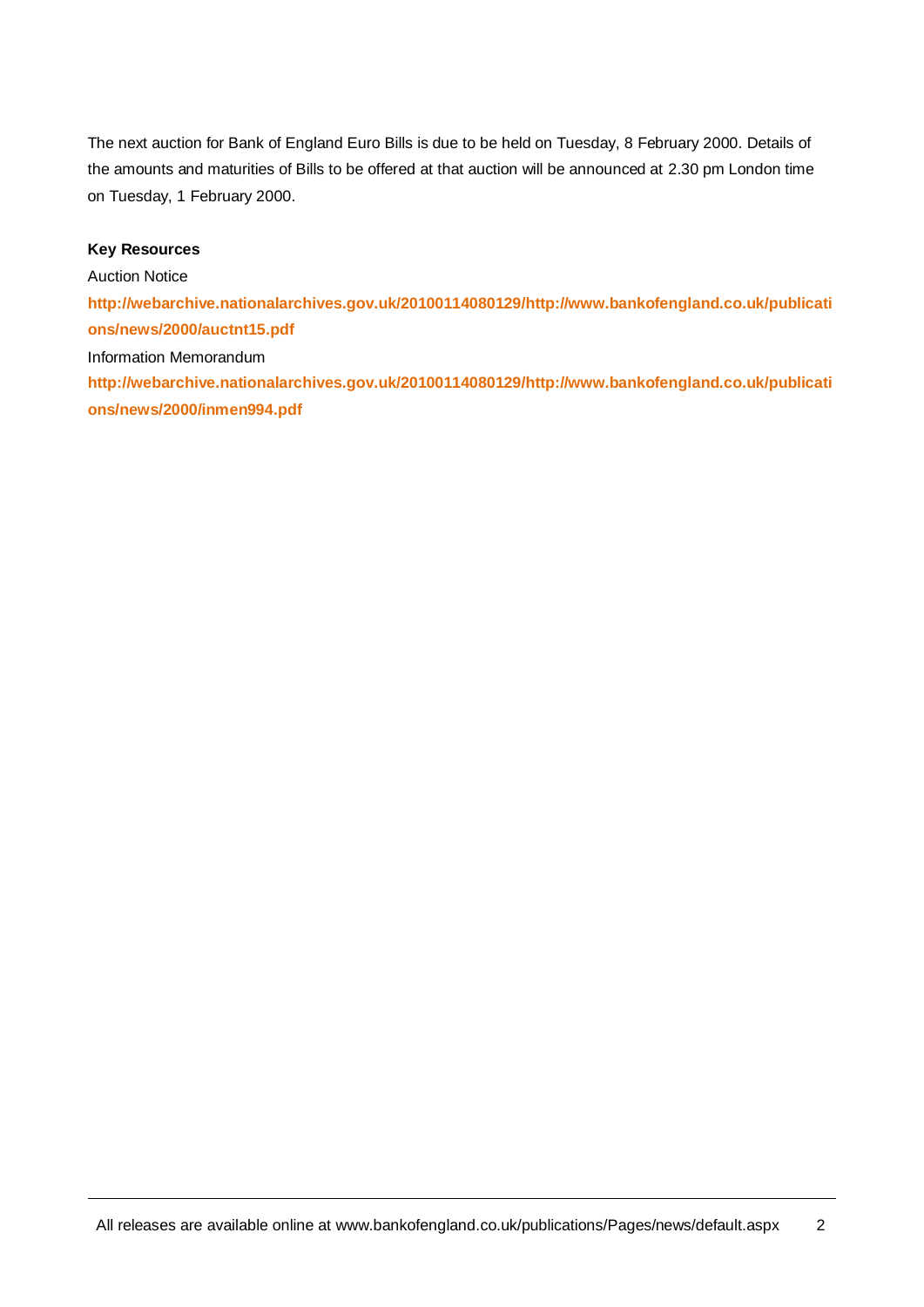The next auction for Bank of England Euro Bills is due to be held on Tuesday, 8 February 2000. Details of the amounts and maturities of Bills to be offered at that auction will be announced at 2.30 pm London time on Tuesday, 1 February 2000.

**Key Resources**

Auction Notice

**http://webarchive.nationalarchives.gov.uk/20100114080129/http://www.bankofengland.co.uk/publications/news/2000/auctnt15.pdf**

Information Memorandum

**http://webarchive.nationalarchives.gov.uk/20100114080129/http://www.bankofengland.co.uk/publications/news/2000/inmen994.pdf**